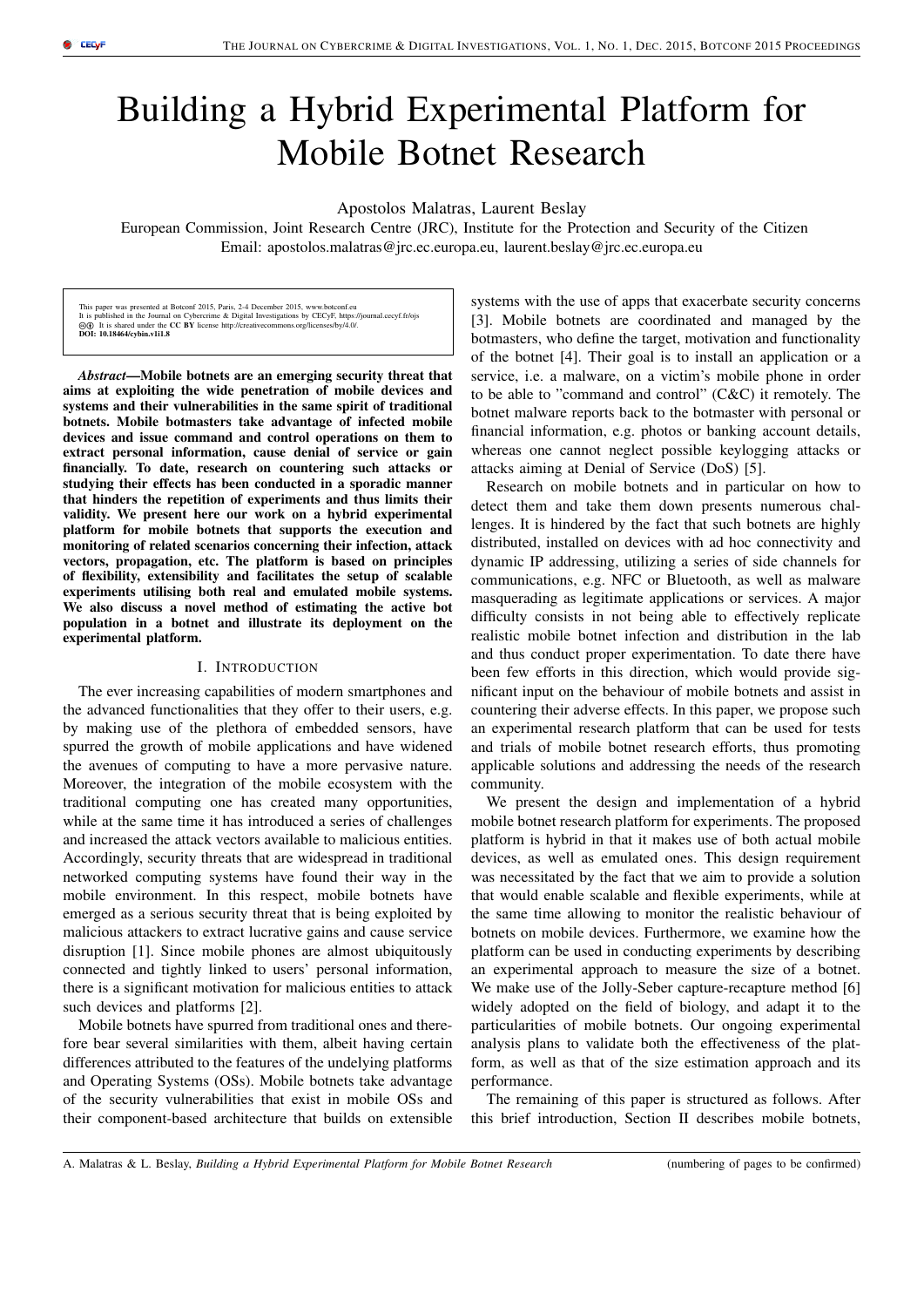# Building a Hybrid Experimental Platform for Mobile Botnet Research

Apostolos Malatras, Laurent Beslay

European Commission, Joint Research Centre (JRC), Institute for the Protection and Security of the Citizen
Email: apostolos.malatras@jrc.ec.europa.eu, laurent.beslay@jrc.ec.europa.eu

This paper was presented at Botconf 2015, Paris, 2-4 December 2015, www.botconf.eu
It is published in the Journal on Cybercrime & Digital Investigations by CECyF, https://journal.cecyf.fr/ojs
It is shared under the **CC BY** license http://creativecommons.org/licenses/by/4.0/.
**DOI: 10.18464/cybin.v1i1.8**

***Abstract*—Mobile botnets are an emerging security threat that aims at exploiting the wide penetration of mobile devices and systems and their vulnerabilities in the same spirit of traditional botnets. Mobile botmasters take advantage of infected mobile devices and issue command and control operations on them to extract personal information, cause denial of service or gain financially. To date, research on countering such attacks or studying their effects has been conducted in a sporadic manner that hinders the repetition of experiments and thus limits their validity. We present here our work on a hybrid experimental platform for mobile botnets that supports the execution and monitoring of related scenarios concerning their infection, attack vectors, propagation, etc. The platform is based on principles of flexibility, extensibility and facilitates the setup of scalable experiments utilising both real and emulated mobile systems. We also discuss a novel method of estimating the active bot population in a botnet and illustrate its deployment on the experimental platform.**

## I. Introduction

The ever increasing capabilities of modern smartphones and the advanced functionalities that they offer to their users, e.g. by making use of the plethora of embedded sensors, have spurred the growth of mobile applications and have widened the avenues of computing to have a more pervasive nature. Moreover, the integration of the mobile ecosystem with the traditional computing one has created many opportunities, while at the same time it has introduced a series of challenges and increased the attack vectors available to malicious entities. Accordingly, security threats that are widespread in traditional networked computing systems have found their way in the mobile environment. In this respect, mobile botnets have emerged as a serious security threat that is being exploited by malicious attackers to extract lucrative gains and cause service disruption [1]. Since mobile phones are almost ubiquitously connected and tightly linked to users' personal information, there is a significant motivation for malicious entities to attack such devices and platforms [2].

Mobile botnets have spurred from traditional ones and therefore bear several similarities with them, albeit having certain differences attributed to the features of the underlying platforms and Operating Systems (OSs). Mobile botnets take advantage of the security vulnerabilities that exist in mobile OSs and their component-based architecture that builds on extensible systems with the use of apps that exacerbate security concerns [3]. Mobile botnets are coordinated and managed by the botmasters, who define the target, motivation and functionality of the botnet [4]. Their goal is to install an application or a service, i.e. a malware, on a victim's mobile phone in order to be able to "command and control" (C&C) it remotely. The botnet malware reports back to the botmaster with personal or financial information, e.g. photos or banking account details, whereas one cannot neglect possible keylogging attacks or attacks aiming at Denial of Service (DoS) [5].

Research on mobile botnets and in particular on how to detect them and take them down presents numerous challenges. It is hindered by the fact that such botnets are highly distributed, installed on devices with ad hoc connectivity and dynamic IP addressing, utilizing a series of side channels for communications, e.g. NFC or Bluetooth, as well as malware masquerading as legitimate applications or services. A major difficulty consists in not being able to effectively replicate realistic mobile botnet infection and distribution in the lab and thus conduct proper experimentation. To date there have been few efforts in this direction, which would provide significant input on the behaviour of mobile botnets and assist in countering their adverse effects. In this paper, we propose such an experimental research platform that can be used for tests and trials of mobile botnet research efforts, thus promoting applicable solutions and addressing the needs of the research community.

We present the design and implementation of a hybrid mobile botnet research platform for experiments. The proposed platform is hybrid in that it makes use of both actual mobile devices, as well as emulated ones. This design requirement was necessitated by the fact that we aim to provide a solution that would enable scalable and flexible experiments, while at the same time allowing to monitor the realistic behaviour of botnets on mobile devices. Furthermore, we examine how the platform can be used in conducting experiments by describing an experimental approach to measure the size of a botnet. We make use of the Jolly-Seber capture-recapture method [6] widely adopted on the field of biology, and adapt it to the particularities of mobile botnets. Our ongoing experimental analysis plans to validate both the effectiveness of the platform, as well as that of the size estimation approach and its performance.

The remaining of this paper is structured as follows. After this brief introduction, Section II describes mobile botnets,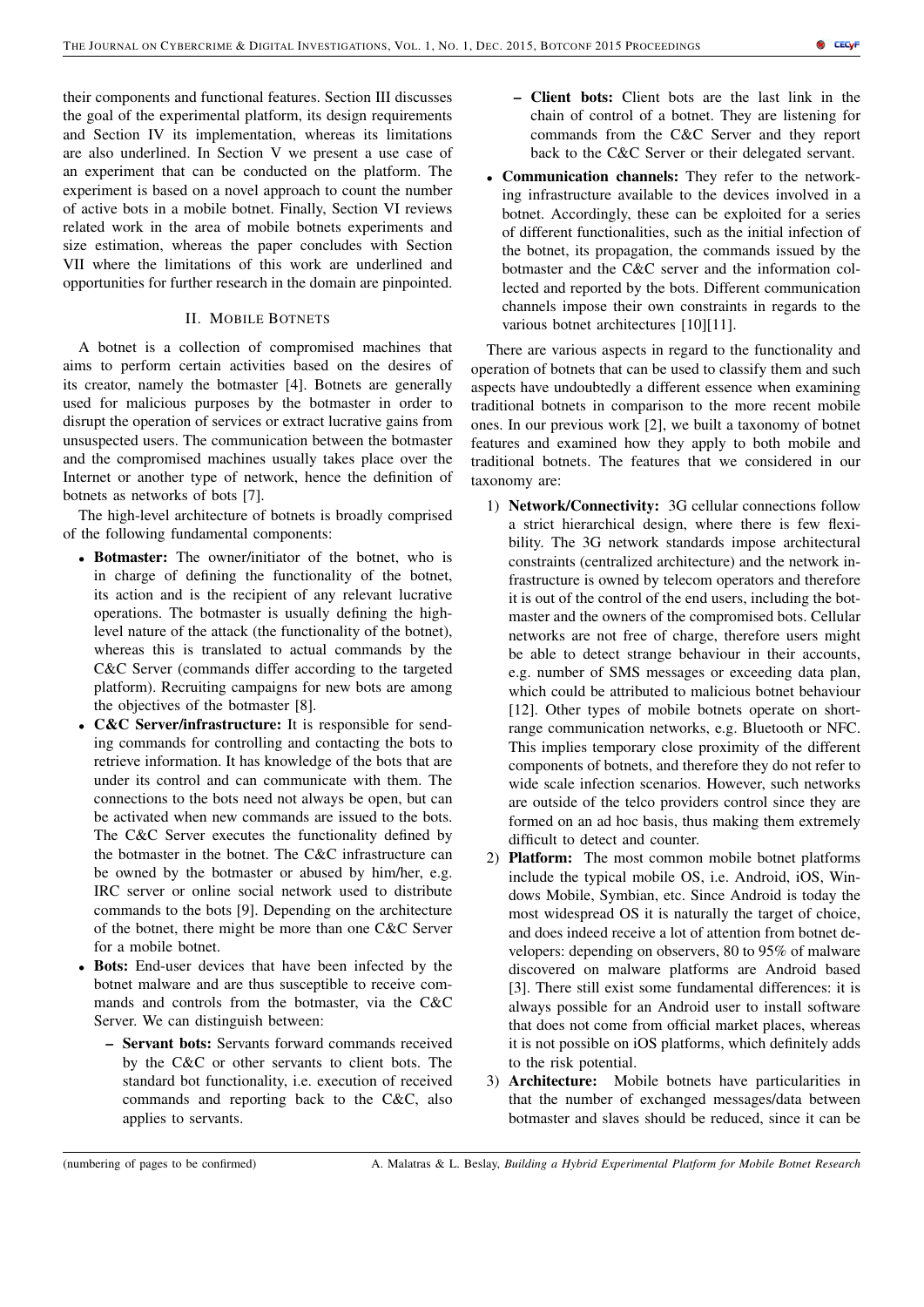their components and functional features. Section III discusses the goal of the experimental platform, its design requirements and Section IV its implementation, whereas its limitations are also underlined. In Section V we present a use case of an experiment that can be conducted on the platform. The experiment is based on a novel approach to count the number of active bots in a mobile botnet. Finally, Section VI reviews related work in the area of mobile botnets experiments and size estimation, whereas the paper concludes with Section VII where the limitations of this work are underlined and opportunities for further research in the domain are pinpointed.

## II. Mobile Botnets

A botnet is a collection of compromised machines that aims to perform certain activities based on the desires of its creator, namely the botmaster [4]. Botnets are generally used for malicious purposes by the botmaster in order to disrupt the operation of services or extract lucrative gains from unsuspected users. The communication between the botmaster and the compromised machines usually takes place over the Internet or another type of network, hence the definition of botnets as networks of bots [7].

The high-level architecture of botnets is broadly comprised of the following fundamental components:

- **Botmaster:** The owner/initiator of the botnet, who is in charge of defining the functionality of the botnet, its action and is the recipient of any relevant lucrative operations. The botmaster is usually defining the high-level nature of the attack (the functionality of the botnet), whereas this is translated to actual commands by the C&C Server (commands differ according to the targeted platform). Recruiting campaigns for new bots are among the objectives of the botmaster [8].
- **C&C Server/infrastructure:** It is responsible for sending commands for controlling and contacting the bots to retrieve information. It has knowledge of the bots that are under its control and can communicate with them. The connections to the bots need not always be open, but can be activated when new commands are issued to the bots. The C&C Server executes the functionality defined by the botmaster in the botnet. The C&C infrastructure can be owned by the botmaster or abused by him/her, e.g. IRC server or online social network used to distribute commands to the bots [9]. Depending on the architecture of the botnet, there might be more than one C&C Server for a mobile botnet.
- **Bots:** End-user devices that have been infected by the botnet malware and are thus susceptible to receive commands and controls from the botmaster, via the C&C Server. We can distinguish between:
  - **Servant bots:** Servants forward commands received by the C&C or other servants to client bots. The standard bot functionality, i.e. execution of received commands and reporting back to the C&C, also applies to servants.
  - **Client bots:** Client bots are the last link in the chain of control of a botnet. They are listening for commands from the C&C Server and they report back to the C&C Server or their delegated servant.
- **Communication channels:** They refer to the networking infrastructure available to the devices involved in a botnet. Accordingly, these can be exploited for a series of different functionalities, such as the initial infection of the botnet, its propagation, the commands issued by the botmaster and the C&C server and the information collected and reported by the bots. Different communication channels impose their own constraints in regards to the various botnet architectures [10][11].

There are various aspects in regard to the functionality and operation of botnets that can be used to classify them and such aspects have undoubtedly a different essence when examining traditional botnets in comparison to the more recent mobile ones. In our previous work [2], we built a taxonomy of botnet features and examined how they apply to both mobile and traditional botnets. The features that we considered in our taxonomy are:

1) **Network/Connectivity:** 3G cellular connections follow a strict hierarchical design, where there is few flexibility. The 3G network standards impose architectural constraints (centralized architecture) and the network infrastructure is owned by telecom operators and therefore it is out of the control of the end users, including the botmaster and the owners of the compromised bots. Cellular networks are not free of charge, therefore users might be able to detect strange behaviour in their accounts, e.g. number of SMS messages or exceeding data plan, which could be attributed to malicious botnet behaviour [12]. Other types of mobile botnets operate on short-range communication networks, e.g. Bluetooth or NFC. This implies temporary close proximity of the different components of botnets, and therefore they do not refer to wide scale infection scenarios. However, such networks are outside of the telco providers control since they are formed on an ad hoc basis, thus making them extremely difficult to detect and counter.
2) **Platform:** The most common mobile botnet platforms include the typical mobile OS, i.e. Android, iOS, Windows Mobile, Symbian, etc. Since Android is today the most widespread OS it is naturally the target of choice, and does indeed receive a lot of attention from botnet developers: depending on observers, 80 to 95% of malware discovered on malware platforms are Android based [3]. There still exist some fundamental differences: it is always possible for an Android user to install software that does not come from official market places, whereas it is not possible on iOS platforms, which definitely adds to the risk potential.
3) **Architecture:** Mobile botnets have particularities in that the number of exchanged messages/data between botmaster and slaves should be reduced, since it can be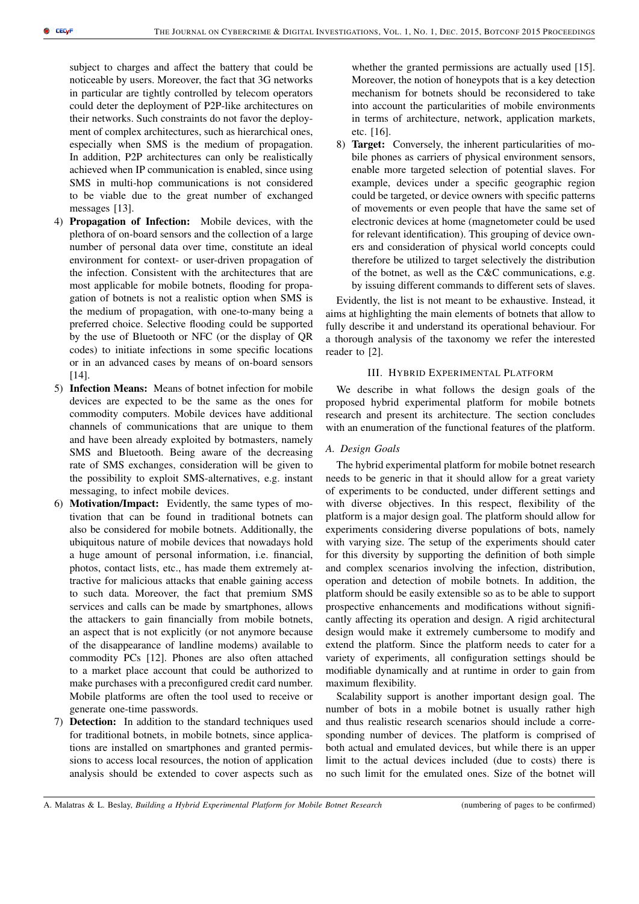subject to charges and affect the battery that could be noticeable by users. Moreover, the fact that 3G networks in particular are tightly controlled by telecom operators could deter the deployment of P2P-like architectures on their networks. Such constraints do not favor the deployment of complex architectures, such as hierarchical ones, especially when SMS is the medium of propagation. In addition, P2P architectures can only be realistically achieved when IP communication is enabled, since using SMS in multi-hop communications is not considered to be viable due to the great number of exchanged messages [13].

4) **Propagation of Infection:** Mobile devices, with the plethora of on-board sensors and the collection of a large number of personal data over time, constitute an ideal environment for context- or user-driven propagation of the infection. Consistent with the architectures that are most applicable for mobile botnets, flooding for propagation of botnets is not a realistic option when SMS is the medium of propagation, with one-to-many being a preferred choice. Selective flooding could be supported by the use of Bluetooth or NFC (or the display of QR codes) to initiate infections in some specific locations or in an advanced cases by means of on-board sensors [14].
5) **Infection Means:** Means of botnet infection for mobile devices are expected to be the same as the ones for commodity computers. Mobile devices have additional channels of communications that are unique to them and have been already exploited by botmasters, namely SMS and Bluetooth. Being aware of the decreasing rate of SMS exchanges, consideration will be given to the possibility to exploit SMS-alternatives, e.g. instant messaging, to infect mobile devices.
6) **Motivation/Impact:** Evidently, the same types of motivation that can be found in traditional botnets can also be considered for mobile botnets. Additionally, the ubiquitous nature of mobile devices that nowadays hold a huge amount of personal information, i.e. financial, photos, contact lists, etc., has made them extremely attractive for malicious attacks that enable gaining access to such data. Moreover, the fact that premium SMS services and calls can be made by smartphones, allows the attackers to gain financially from mobile botnets, an aspect that is not explicitly (or not anymore because of the disappearance of landline modems) available to commodity PCs [12]. Phones are also often attached to a market place account that could be authorized to make purchases with a preconfigured credit card number. Mobile platforms are often the tool used to receive or generate one-time passwords.
7) **Detection:** In addition to the standard techniques used for traditional botnets, in mobile botnets, since applications are installed on smartphones and granted permissions to access local resources, the notion of application analysis should be extended to cover aspects such as whether the granted permissions are actually used [15]. Moreover, the notion of honeypots that is a key detection mechanism for botnets should be reconsidered to take into account the particularities of mobile environments in terms of architecture, network, application markets, etc. [16].
8) **Target:** Conversely, the inherent particularities of mobile phones as carriers of physical environment sensors, enable more targeted selection of potential slaves. For example, devices under a specific geographic region could be targeted, or device owners with specific patterns of movements or even people that have the same set of electronic devices at home (magnetometer could be used for relevant identification). This grouping of device owners and consideration of physical world concepts could therefore be utilized to target selectively the distribution of the botnet, as well as the C&C communications, e.g. by issuing different commands to different sets of slaves.

Evidently, the list is not meant to be exhaustive. Instead, it aims at highlighting the main elements of botnets that allow to fully describe it and understand its operational behaviour. For a thorough analysis of the taxonomy we refer the interested reader to [2].

## III. Hybrid Experimental Platform

We describe in what follows the design goals of the proposed hybrid experimental platform for mobile botnets research and present its architecture. The section concludes with an enumeration of the functional features of the platform.

### *A. Design Goals*

The hybrid experimental platform for mobile botnet research needs to be generic in that it should allow for a great variety of experiments to be conducted, under different settings and with diverse objectives. In this respect, flexibility of the platform is a major design goal. The platform should allow for experiments considering diverse populations of bots, namely with varying size. The setup of the experiments should cater for this diversity by supporting the definition of both simple and complex scenarios involving the infection, distribution, operation and detection of mobile botnets. In addition, the platform should be easily extensible so as to be able to support prospective enhancements and modifications without significantly affecting its operation and design. A rigid architectural design would make it extremely cumbersome to modify and extend the platform. Since the platform needs to cater for a variety of experiments, all configuration settings should be modifiable dynamically and at runtime in order to gain from maximum flexibility.

Scalability support is another important design goal. The number of bots in a mobile botnet is usually rather high and thus realistic research scenarios should include a corresponding number of devices. The platform is comprised of both actual and emulated devices, but while there is an upper limit to the actual devices included (due to costs) there is no such limit for the emulated ones. Size of the botnet will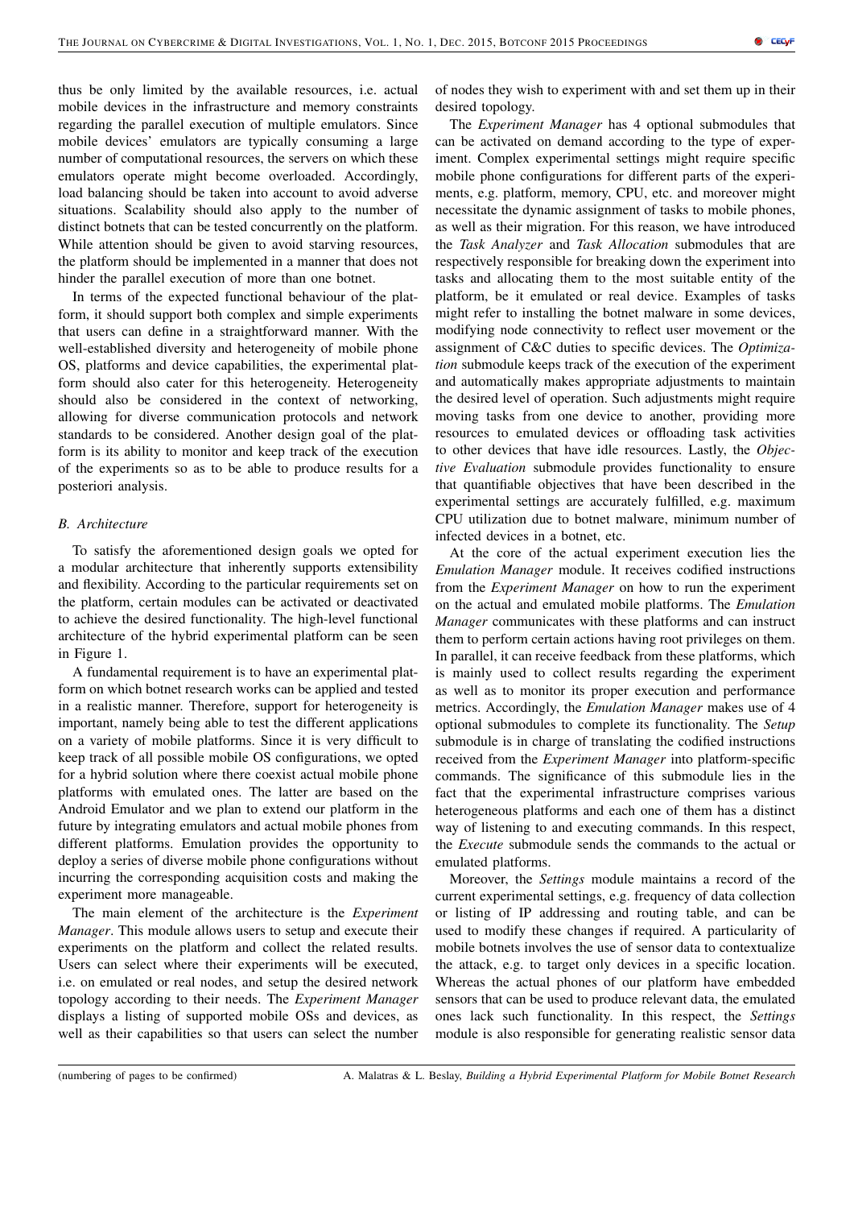thus be only limited by the available resources, i.e. actual mobile devices in the infrastructure and memory constraints regarding the parallel execution of multiple emulators. Since mobile devices' emulators are typically consuming a large number of computational resources, the servers on which these emulators operate might become overloaded. Accordingly, load balancing should be taken into account to avoid adverse situations. Scalability should also apply to the number of distinct botnets that can be tested concurrently on the platform. While attention should be given to avoid starving resources, the platform should be implemented in a manner that does not hinder the parallel execution of more than one botnet.

In terms of the expected functional behaviour of the platform, it should support both complex and simple experiments that users can define in a straightforward manner. With the well-established diversity and heterogeneity of mobile phone OS, platforms and device capabilities, the experimental platform should also cater for this heterogeneity. Heterogeneity should also be considered in the context of networking, allowing for diverse communication protocols and network standards to be considered. Another design goal of the platform is its ability to monitor and keep track of the execution of the experiments so as to be able to produce results for a posteriori analysis.

### *B. Architecture*

To satisfy the aforementioned design goals we opted for a modular architecture that inherently supports extensibility and flexibility. According to the particular requirements set on the platform, certain modules can be activated or deactivated to achieve the desired functionality. The high-level functional architecture of the hybrid experimental platform can be seen in Figure 1.

A fundamental requirement is to have an experimental platform on which botnet research works can be applied and tested in a realistic manner. Therefore, support for heterogeneity is important, namely being able to test the different applications on a variety of mobile platforms. Since it is very difficult to keep track of all possible mobile OS configurations, we opted for a hybrid solution where there coexist actual mobile phone platforms with emulated ones. The latter are based on the Android Emulator and we plan to extend our platform in the future by integrating emulators and actual mobile phones from different platforms. Emulation provides the opportunity to deploy a series of diverse mobile phone configurations without incurring the corresponding acquisition costs and making the experiment more manageable.

The main element of the architecture is the *Experiment Manager*. This module allows users to setup and execute their experiments on the platform and collect the related results. Users can select where their experiments will be executed, i.e. on emulated or real nodes, and setup the desired network topology according to their needs. The *Experiment Manager* displays a listing of supported mobile OSs and devices, as well as their capabilities so that users can select the number of nodes they wish to experiment with and set them up in their desired topology.

The *Experiment Manager* has 4 optional submodules that can be activated on demand according to the type of experiment. Complex experimental settings might require specific mobile phone configurations for different parts of the experiments, e.g. platform, memory, CPU, etc. and moreover might necessitate the dynamic assignment of tasks to mobile phones, as well as their migration. For this reason, we have introduced the *Task Analyzer* and *Task Allocation* submodules that are respectively responsible for breaking down the experiment into tasks and allocating them to the most suitable entity of the platform, be it emulated or real device. Examples of tasks might refer to installing the botnet malware in some devices, modifying node connectivity to reflect user movement or the assignment of C&C duties to specific devices. The *Optimization* submodule keeps track of the execution of the experiment and automatically makes appropriate adjustments to maintain the desired level of operation. Such adjustments might require moving tasks from one device to another, providing more resources to emulated devices or offloading task activities to other devices that have idle resources. Lastly, the *Objective Evaluation* submodule provides functionality to ensure that quantifiable objectives that have been described in the experimental settings are accurately fulfilled, e.g. maximum CPU utilization due to botnet malware, minimum number of infected devices in a botnet, etc.

At the core of the actual experiment execution lies the *Emulation Manager* module. It receives codified instructions from the *Experiment Manager* on how to run the experiment on the actual and emulated mobile platforms. The *Emulation Manager* communicates with these platforms and can instruct them to perform certain actions having root privileges on them. In parallel, it can receive feedback from these platforms, which is mainly used to collect results regarding the experiment as well as to monitor its proper execution and performance metrics. Accordingly, the *Emulation Manager* makes use of 4 optional submodules to complete its functionality. The *Setup* submodule is in charge of translating the codified instructions received from the *Experiment Manager* into platform-specific commands. The significance of this submodule lies in the fact that the experimental infrastructure comprises various heterogeneous platforms and each one of them has a distinct way of listening to and executing commands. In this respect, the *Execute* submodule sends the commands to the actual or emulated platforms.

Moreover, the *Settings* module maintains a record of the current experimental settings, e.g. frequency of data collection or listing of IP addressing and routing table, and can be used to modify these changes if required. A particularity of mobile botnets involves the use of sensor data to contextualize the attack, e.g. to target only devices in a specific location. Whereas the actual phones of our platform have embedded sensors that can be used to produce relevant data, the emulated ones lack such functionality. In this respect, the *Settings* module is also responsible for generating realistic sensor data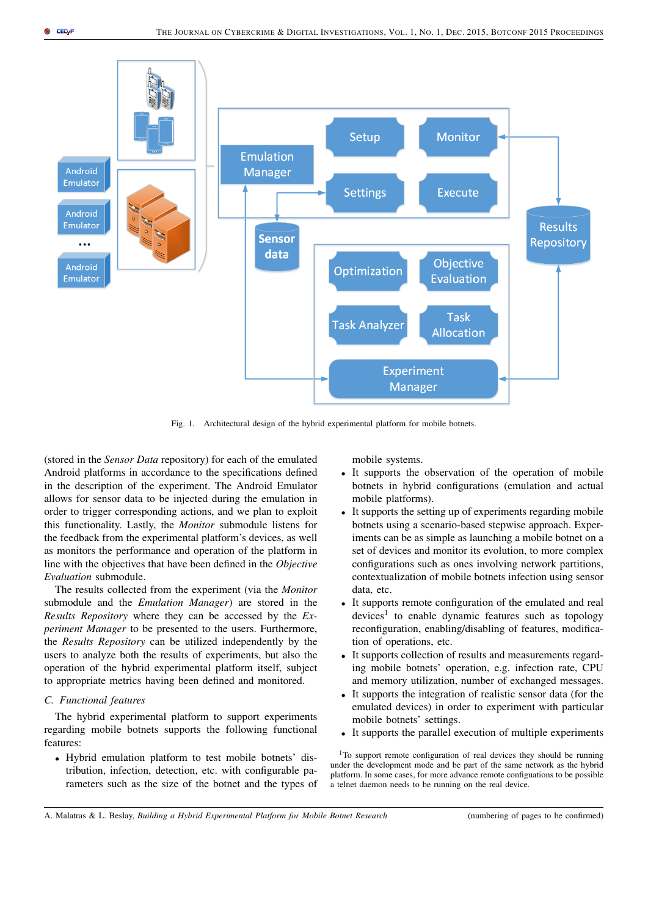Fig. 1. Architectural design of the hybrid experimental platform for mobile botnets.

(stored in the *Sensor Data* repository) for each of the emulated Android platforms in accordance to the specifications defined in the description of the experiment. The Android Emulator allows for sensor data to be injected during the emulation in order to trigger corresponding actions, and we plan to exploit this functionality. Lastly, the *Monitor* submodule listens for the feedback from the experimental platform's devices, as well as monitors the performance and operation of the platform in line with the objectives that have been defined in the *Objective Evaluation* submodule.

The results collected from the experiment (via the *Monitor* submodule and the *Emulation Manager*) are stored in the *Results Repository* where they can be accessed by the *Experiment Manager* to be presented to the users. Furthermore, the *Results Repository* can be utilized independently by the users to analyze both the results of experiments, but also the operation of the hybrid experimental platform itself, subject to appropriate metrics having been defined and monitored.

### C. Functional features

The hybrid experimental platform to support experiments regarding mobile botnets supports the following functional features:

- Hybrid emulation platform to test mobile botnets' distribution, infection, detection, etc. with configurable parameters such as the size of the botnet and the types of mobile systems.
- It supports the observation of the operation of mobile botnets in hybrid configurations (emulation and actual mobile platforms).
- It supports the setting up of experiments regarding mobile botnets using a scenario-based stepwise approach. Experiments can be as simple as launching a mobile botnet on a set of devices and monitor its evolution, to more complex configurations such as ones involving network partitions, contextualization of mobile botnets infection using sensor data, etc.
- It supports remote configuration of the emulated and real devices[1] to enable dynamic features such as topology reconfiguration, enabling/disabling of features, modification of operations, etc.
- It supports collection of results and measurements regarding mobile botnets' operation, e.g. infection rate, CPU and memory utilization, number of exchanged messages.
- It supports the integration of realistic sensor data (for the emulated devices) in order to experiment with particular mobile botnets' settings.
- It supports the parallel execution of multiple experiments

[1] To support remote configuration of real devices they should be running under the development mode and be part of the same network as the hybrid platform. In some cases, for more advance remote configuations to be possible a telnet daemon needs to be running on the real device.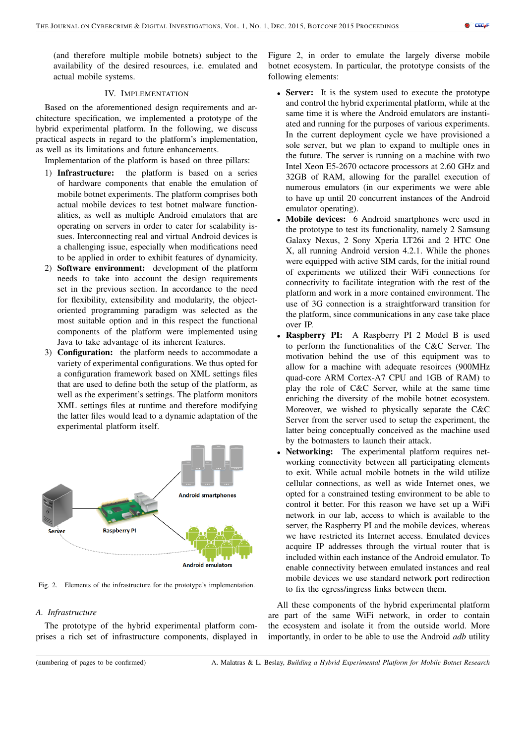(and therefore multiple mobile botnets) subject to the availability of the desired resources, i.e. emulated and actual mobile systems.

## IV. Implementation

Based on the aforementioned design requirements and architecture specification, we implemented a prototype of the hybrid experimental platform. In the following, we discuss practical aspects in regard to the platform's implementation, as well as its limitations and future enhancements.

Implementation of the platform is based on three pillars:

1) **Infrastructure:** the platform is based on a series of hardware components that enable the emulation of mobile botnet experiments. The platform comprises both actual mobile devices to test botnet malware functionalities, as well as multiple Android emulators that are operating on servers in order to cater for scalability issues. Interconnecting real and virtual Android devices is a challenging issue, especially when modifications need to be applied in order to exhibit features of dynamicity.
2) **Software environment:** development of the platform needs to take into account the design requirements set in the previous section. In accordance to the need for flexibility, extensibility and modularity, the object-oriented programming paradigm was selected as the most suitable option and in this respect the functional components of the platform were implemented using Java to take advantage of its inherent features.
3) **Configuration:** the platform needs to accommodate a variety of experimental configurations. We thus opted for a configuration framework based on XML settings files that are used to define both the setup of the platform, as well as the experiment's settings. The platform monitors XML settings files at runtime and therefore modifying the latter files would lead to a dynamic adaptation of the experimental platform itself.

Fig. 2. Elements of the infrastructure for the prototype's implementation.

### A. Infrastructure

The prototype of the hybrid experimental platform comprises a rich set of infrastructure components, displayed in Figure 2, in order to emulate the largely diverse mobile botnet ecosystem. In particular, the prototype consists of the following elements:

- **Server:** It is the system used to execute the prototype and control the hybrid experimental platform, while at the same time it is where the Android emulators are instantiated and running for the purposes of various experiments. In the current deployment cycle we have provisioned a sole server, but we plan to expand to multiple ones in the future. The server is running on a machine with two Intel Xeon E5-2670 octacore processors at 2.60 GHz and 32GB of RAM, allowing for the parallel execution of numerous emulators (in our experiments we were able to have up until 20 concurrent instances of the Android emulator operating).
- **Mobile devices:** 6 Android smartphones were used in the prototype to test its functionality, namely 2 Samsung Galaxy Nexus, 2 Sony Xperia LT26i and 2 HTC One X, all running Android version 4.2.1. While the phones were equipped with active SIM cards, for the initial round of experiments we utilized their WiFi connections for connectivity to facilitate integration with the rest of the platform and work in a more contained environment. The use of 3G connection is a straightforward transition for the platform, since communications in any case take place over IP.
- **Raspberry PI:** A Raspberry PI 2 Model B is used to perform the functionalities of the C&C Server. The motivation behind the use of this equipment was to allow for a machine with adequate resoirces (900MHz quad-core ARM Cortex-A7 CPU and 1GB of RAM) to play the role of C&C Server, while at the same time enriching the diversity of the mobile botnet ecosystem. Moreover, we wished to physically separate the C&C Server from the server used to setup the experiment, the latter being conceptually conceived as the machine used by the botmasters to launch their attack.
- **Networking:** The experimental platform requires networking connectivity between all participating elements to exit. While actual mobile botnets in the wild utilize cellular connections, as well as wide Internet ones, we opted for a constrained testing environment to be able to control it better. For this reason we have set up a WiFi network in our lab, access to which is available to the server, the Raspberry PI and the mobile devices, whereas we have restricted its Internet access. Emulated devices acquire IP addresses through the virtual router that is included within each instance of the Android emulator. To enable connectivity between emulated instances and real mobile devices we use standard network port redirection to fix the egress/ingress links between them.

All these components of the hybrid experimental platform are part of the same WiFi network, in order to contain the ecosystem and isolate it from the outside world. More importantly, in order to be able to use the Android *adb* utility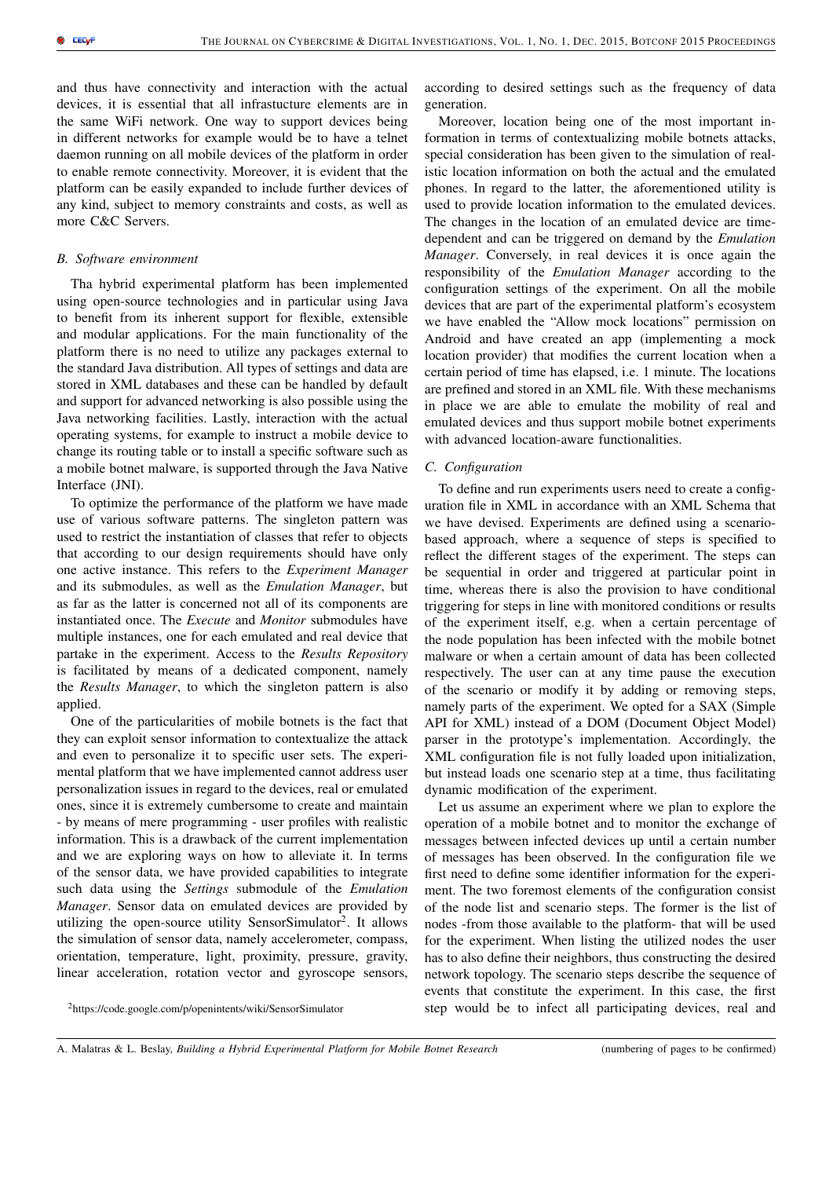and thus have connectivity and interaction with the actual devices, it is essential that all infrastucture elements are in the same WiFi network. One way to support devices being in different networks for example would be to have a telnet daemon running on all mobile devices of the platform in order to enable remote connectivity. Moreover, it is evident that the platform can be easily expanded to include further devices of any kind, subject to memory constraints and costs, as well as more C&C Servers.

### B. Software environment

Tha hybrid experimental platform has been implemented using open-source technologies and in particular using Java to benefit from its inherent support for flexible, extensible and modular applications. For the main functionality of the platform there is no need to utilize any packages external to the standard Java distribution. All types of settings and data are stored in XML databases and these can be handled by default and support for advanced networking is also possible using the Java networking facilities. Lastly, interaction with the actual operating systems, for example to instruct a mobile device to change its routing table or to install a specific software such as a mobile botnet malware, is supported through the Java Native Interface (JNI).

To optimize the performance of the platform we have made use of various software patterns. The singleton pattern was used to restrict the instantiation of classes that refer to objects that according to our design requirements should have only one active instance. This refers to the *Experiment Manager* and its submodules, as well as the *Emulation Manager*, but as far as the latter is concerned not all of its components are instantiated once. The *Execute* and *Monitor* submodules have multiple instances, one for each emulated and real device that partake in the experiment. Access to the *Results Repository* is facilitated by means of a dedicated component, namely the *Results Manager*, to which the singleton pattern is also applied.

One of the particularities of mobile botnets is the fact that they can exploit sensor information to contextualize the attack and even to personalize it to specific user sets. The experimental platform that we have implemented cannot address user personalization issues in regard to the devices, real or emulated ones, since it is extremely cumbersome to create and maintain - by means of mere programming - user profiles with realistic information. This is a drawback of the current implementation and we are exploring ways on how to alleviate it. In terms of the sensor data, we have provided capabilities to integrate such data using the *Settings* submodule of the *Emulation Manager*. Sensor data on emulated devices are provided by utilizing the open-source utility SensorSimulator[2]. It allows the simulation of sensor data, namely accelerometer, compass, orientation, temperature, light, proximity, pressure, gravity, linear acceleration, rotation vector and gyroscope sensors, according to desired settings such as the frequency of data generation.

Moreover, location being one of the most important information in terms of contextualizing mobile botnets attacks, special consideration has been given to the simulation of realistic location information on both the actual and the emulated phones. In regard to the latter, the aforementioned utility is used to provide location information to the emulated devices. The changes in the location of an emulated device are time-dependent and can be triggered on demand by the *Emulation Manager*. Conversely, in real devices it is once again the responsibility of the *Emulation Manager* according to the configuration settings of the experiment. On all the mobile devices that are part of the experimental platform's ecosystem we have enabled the "Allow mock locations" permission on Android and have created an app (implementing a mock location provider) that modifies the current location when a certain period of time has elapsed, i.e. 1 minute. The locations are prefined and stored in an XML file. With these mechanisms in place we are able to emulate the mobility of real and emulated devices and thus support mobile botnet experiments with advanced location-aware functionalities.

### C. Configuration

To define and run experiments users need to create a configuration file in XML in accordance with an XML Schema that we have devised. Experiments are defined using a scenario-based approach, where a sequence of steps is specified to reflect the different stages of the experiment. The steps can be sequential in order and triggered at particular point in time, whereas there is also the provision to have conditional triggering for steps in line with monitored conditions or results of the experiment itself, e.g. when a certain percentage of the node population has been infected with the mobile botnet malware or when a certain amount of data has been collected respectively. The user can at any time pause the execution of the scenario or modify it by adding or removing steps, namely parts of the experiment. We opted for a SAX (Simple API for XML) instead of a DOM (Document Object Model) parser in the prototype's implementation. Accordingly, the XML configuration file is not fully loaded upon initialization, but instead loads one scenario step at a time, thus facilitating dynamic modification of the experiment.

Let us assume an experiment where we plan to explore the operation of a mobile botnet and to monitor the exchange of messages between infected devices up until a certain number of messages has been observed. In the configuration file we first need to define some identifier information for the experiment. The two foremost elements of the configuration consist of the node list and scenario steps. The former is the list of nodes -from those available to the platform- that will be used for the experiment. When listing the utilized nodes the user has to also define their neighbors, thus constructing the desired network topology. The scenario steps describe the sequence of events that constitute the experiment. In this case, the first step would be to infect all participating devices, real and

[2]https://code.google.com/p/openintents/wiki/SensorSimulator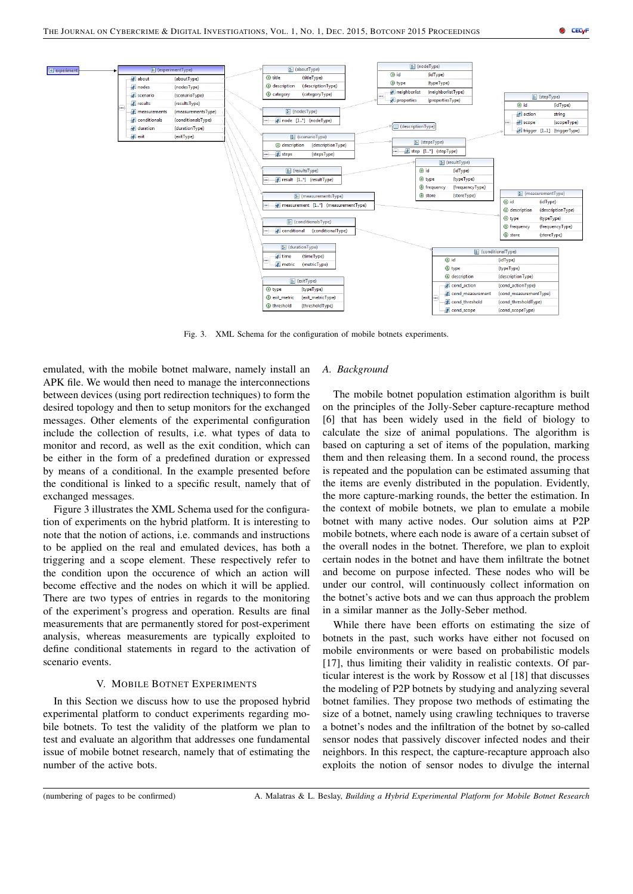Fig. 3. XML Schema for the configuration of mobile botnets experiments.

emulated, with the mobile botnet malware, namely install an APK file. We would then need to manage the interconnections between devices (using port redirection techniques) to form the desired topology and then to setup monitors for the exchanged messages. Other elements of the experimental configuration include the collection of results, i.e. what types of data to monitor and record, as well as the exit condition, which can be either in the form of a predefined duration or expressed by means of a conditional. In the example presented before the conditional is linked to a specific result, namely that of exchanged messages.

Figure 3 illustrates the XML Schema used for the configuration of experiments on the hybrid platform. It is interesting to note that the notion of actions, i.e. commands and instructions to be applied on the real and emulated devices, has both a triggering and a scope element. These respectively refer to the condition upon the occurence of which an action will become effective and the nodes on which it will be applied. There are two types of entries in regards to the monitoring of the experiment's progress and operation. Results are final measurements that are permanently stored for post-experiment analysis, whereas measurements are typically exploited to define conditional statements in regard to the activation of scenario events.

## V. Mobile Botnet Experiments

In this Section we discuss how to use the proposed hybrid experimental platform to conduct experiments regarding mobile botnets. To test the validity of the platform we plan to test and evaluate an algorithm that addresses one fundamental issue of mobile botnet research, namely that of estimating the number of the active bots.

### A. Background

The mobile botnet population estimation algorithm is built on the principles of the Jolly-Seber capture-recapture method [6] that has been widely used in the field of biology to calculate the size of animal populations. The algorithm is based on capturing a set of items of the population, marking them and then releasing them. In a second round, the process is repeated and the population can be estimated assuming that the items are evenly distributed in the population. Evidently, the more capture-marking rounds, the better the estimation. In the context of mobile botnets, we plan to emulate a mobile botnet with many active nodes. Our solution aims at P2P mobile botnets, where each node is aware of a certain subset of the overall nodes in the botnet. Therefore, we plan to exploit certain nodes in the botnet and have them infiltrate the botnet and become on purpose infected. These nodes who will be under our control, will continuously collect information on the botnet's active bots and we can thus approach the problem in a similar manner as the Jolly-Seber method.

While there have been efforts on estimating the size of botnets in the past, such works have either not focused on mobile environments or were based on probabilistic models [17], thus limiting their validity in realistic contexts. Of particular interest is the work by Rossow et al [18] that discusses the modeling of P2P botnets by studying and analyzing several botnet families. They propose two methods of estimating the size of a botnet, namely using crawling techniques to traverse a botnet's nodes and the infiltration of the botnet by so-called sensor nodes that passively discover infected nodes and their neighbors. In this respect, the capture-recapture approach also exploits the notion of sensor nodes to divulge the internal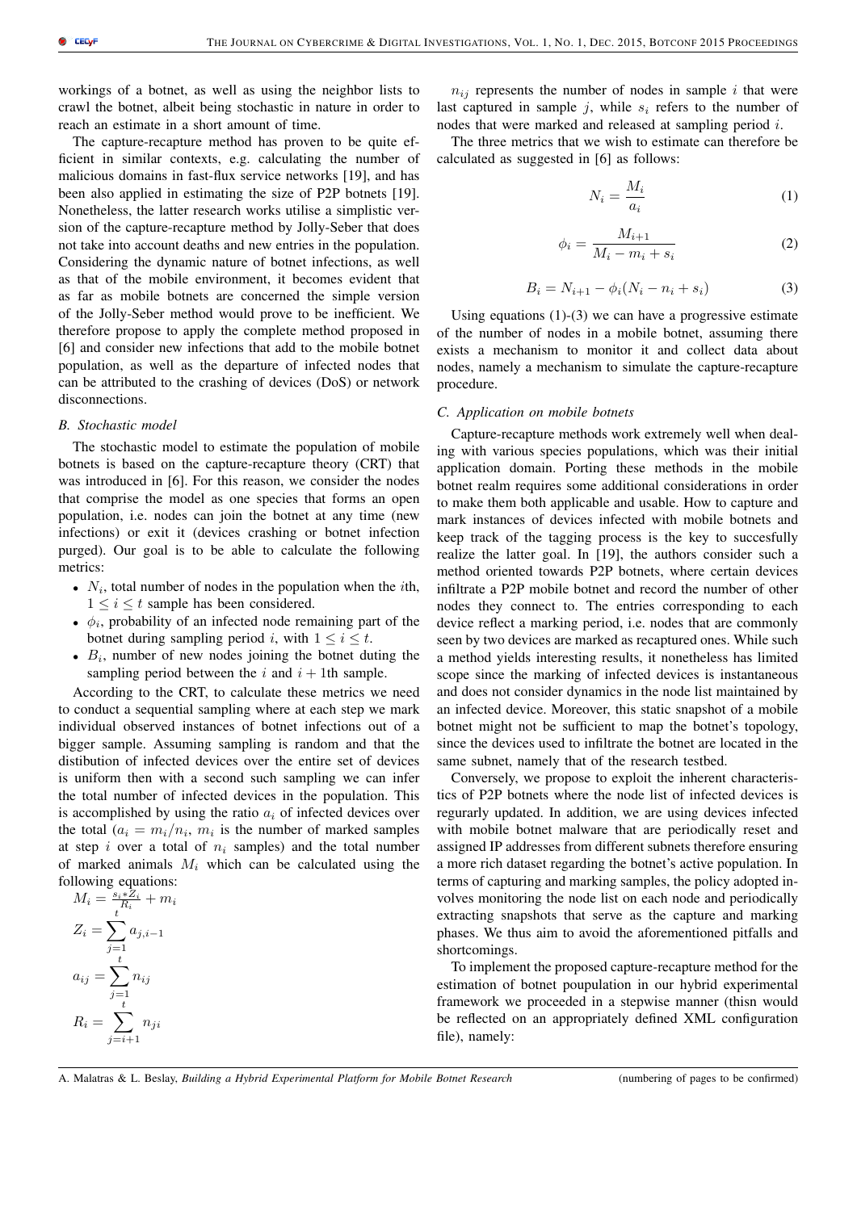workings of a botnet, as well as using the neighbor lists to crawl the botnet, albeit being stochastic in nature in order to reach an estimate in a short amount of time.

The capture-recapture method has proven to be quite efficient in similar contexts, e.g. calculating the number of malicious domains in fast-flux service networks [19], and has been also applied in estimating the size of P2P botnets [19]. Nonetheless, the latter research works utilise a simplistic version of the capture-recapture method by Jolly-Seber that does not take into account deaths and new entries in the population. Considering the dynamic nature of botnet infections, as well as that of the mobile environment, it becomes evident that as far as mobile botnets are concerned the simple version of the Jolly-Seber method would prove to be inefficient. We therefore propose to apply the complete method proposed in [6] and consider new infections that add to the mobile botnet population, as well as the departure of infected nodes that can be attributed to the crashing of devices (DoS) or network disconnections.

### *B. Stochastic model*

The stochastic model to estimate the population of mobile botnets is based on the capture-recapture theory (CRT) that was introduced in [6]. For this reason, we consider the nodes that comprise the model as one species that forms an open population, i.e. nodes can join the botnet at any time (new infections) or exit it (devices crashing or botnet infection purged). Our goal is to be able to calculate the following metrics:

- $N_i$, total number of nodes in the population when the $i$th, $1 \leq i \leq t$ sample has been considered.
- $\phi_i$, probability of an infected node remaining part of the botnet during sampling period $i$, with $1 \leq i \leq t$.
- $B_i$, number of new nodes joining the botnet duting the sampling period between the $i$ and $i+1$th sample.

According to the CRT, to calculate these metrics we need to conduct a sequential sampling where at each step we mark individual observed instances of botnet infections out of a bigger sample. Assuming sampling is random and that the distibution of infected devices over the entire set of devices is uniform then with a second such sampling we can infer the total number of infected devices in the population. This is accomplished by using the ratio $a_i$ of infected devices over the total ($a_i = m_i/n_i$, $m_i$ is the number of marked samples at step $i$ over a total of $n_i$ samples) and the total number of marked animals $M_i$ which can be calculated using the following equations:

$$M_i = \frac{s_i * Z_i}{R_i} + m_i$$

$$Z_i = \sum_{j=1}^{t} a_{j,i-1}$$

$$a_{ij} = \sum_{j=1}^{t} n_{ij}$$

$$R_i = \sum_{j=i+1}^{t} n_{ji}$$

$n_{ij}$ represents the number of nodes in sample $i$ that were last captured in sample $j$, while $s_i$ refers to the number of nodes that were marked and released at sampling period $i$.

The three metrics that we wish to estimate can therefore be calculated as suggested in [6] as follows:

$$N_i = \frac{M_i}{a_i} \tag{1}$$

$$\phi_i = \frac{M_{i+1}}{M_i - m_i + s_i} \tag{2}$$

$$B_i = N_{i+1} - \phi_i(N_i - n_i + s_i) \tag{3}$$

Using equations (1)-(3) we can have a progressive estimate of the number of nodes in a mobile botnet, assuming there exists a mechanism to monitor it and collect data about nodes, namely a mechanism to simulate the capture-recapture procedure.

### *C. Application on mobile botnets*

Capture-recapture methods work extremely well when dealing with various species populations, which was their initial application domain. Porting these methods in the mobile botnet realm requires some additional considerations in order to make them both applicable and usable. How to capture and mark instances of devices infected with mobile botnets and keep track of the tagging process is the key to succesfully realize the latter goal. In [19], the authors consider such a method oriented towards P2P botnets, where certain devices infiltrate a P2P mobile botnet and record the number of other nodes they connect to. The entries corresponding to each device reflect a marking period, i.e. nodes that are commonly seen by two devices are marked as recaptured ones. While such a method yields interesting results, it nonetheless has limited scope since the marking of infected devices is instantaneous and does not consider dynamics in the node list maintained by an infected device. Moreover, this static snapshot of a mobile botnet might not be sufficient to map the botnet's topology, since the devices used to infiltrate the botnet are located in the same subnet, namely that of the research testbed.

Conversely, we propose to exploit the inherent characteristics of P2P botnets where the node list of infected devices is regurarly updated. In addition, we are using devices infected with mobile botnet malware that are periodically reset and assigned IP addresses from different subnets therefore ensuring a more rich dataset regarding the botnet's active population. In terms of capturing and marking samples, the policy adopted involves monitoring the node list on each node and periodically extracting snapshots that serve as the capture and marking phases. We thus aim to avoid the aforementioned pitfalls and shortcomings.

To implement the proposed capture-recapture method for the estimation of botnet poupulation in our hybrid experimental framework we proceeded in a stepwise manner (thisn would be reflected on an appropriately defined XML configuration file), namely: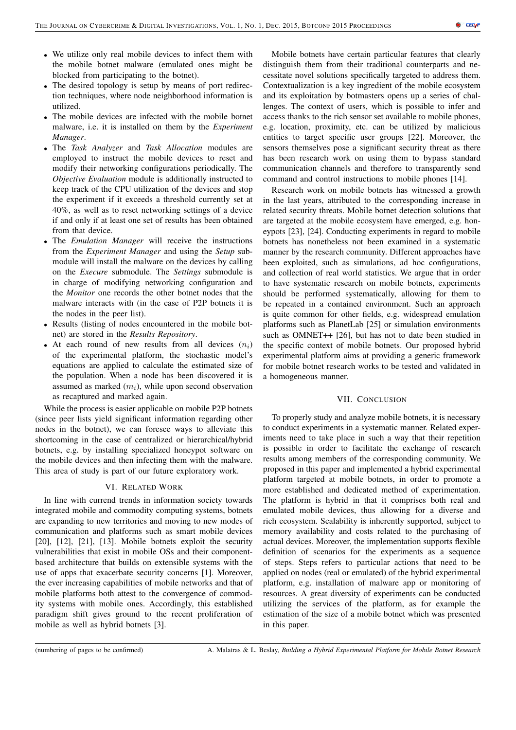- We utilize only real mobile devices to infect them with the mobile botnet malware (emulated ones might be blocked from participating to the botnet).
- The desired topology is setup by means of port redirection techniques, where node neighborhood information is utilized.
- The mobile devices are infected with the mobile botnet malware, i.e. it is installed on them by the *Experiment Manager*.
- The *Task Analyzer* and *Task Allocation* modules are employed to instruct the mobile devices to reset and modify their networking configurations periodically. The *Objective Evaluation* module is additionally instructed to keep track of the CPU utilization of the devices and stop the experiment if it exceeds a threshold currently set at 40%, as well as to reset networking settings of a device if and only if at least one set of results has been obtained from that device.
- The *Emulation Manager* will receive the instructions from the *Experiment Manager* and using the *Setup* submodule will install the malware on the devices by calling on the *Execure* submodule. The *Settings* submodule is in charge of modifying networking configuration and the *Monitor* one records the other botnet nodes that the malware interacts with (in the case of P2P botnets it is the nodes in the peer list).
- Results (listing of nodes encountered in the mobile botnet) are stored in the *Results Repository*.
- At each round of new results from all devices ($n_i$) of the experimental platform, the stochastic model's equations are applied to calculate the estimated size of the population. When a node has been discovered it is assumed as marked ($m_i$), while upon second observation as recaptured and marked again.

While the process is easier applicable on mobile P2P botnets (since peer lists yield significant information regarding other nodes in the botnet), we can foresee ways to alleviate this shortcoming in the case of centralized or hierarchical/hybrid botnets, e.g. by installing specialized honeypot software on the mobile devices and then infecting them with the malware. This area of study is part of our future exploratory work.

## VI. Related Work

In line with currend trends in information society towards integrated mobile and commodity computing systems, botnets are expanding to new territories and moving to new modes of communication and platforms such as smart mobile devices [20], [12], [21], [13]. Mobile botnets exploit the security vulnerabilities that exist in mobile OSs and their component-based architecture that builds on extensible systems with the use of apps that exacerbate security concerns [1]. Moreover, the ever increasing capabilities of mobile networks and that of mobile platforms both attest to the convergence of commodity systems with mobile ones. Accordingly, this established paradigm shift gives ground to the recent proliferation of mobile as well as hybrid botnets [3].

Mobile botnets have certain particular features that clearly distinguish them from their traditional counterparts and necessitate novel solutions specifically targeted to address them. Contextualization is a key ingredient of the mobile ecosystem and its exploitation by botmasters opens up a series of challenges. The context of users, which is possible to infer and access thanks to the rich sensor set available to mobile phones, e.g. location, proximity, etc. can be utilized by malicious entities to target specific user groups [22]. Moreover, the sensors themselves pose a significant security threat as there has been research work on using them to bypass standard communication channels and therefore to transparently send command and control instructions to mobile phones [14].

Research work on mobile botnets has witnessed a growth in the last years, attributed to the corresponding increase in related security threats. Mobile botnet detection solutions that are targeted at the mobile ecosystem have emerged, e.g. honeypots [23], [24]. Conducting experiments in regard to mobile botnets has nonetheless not been examined in a systematic manner by the research community. Different approaches have been exploited, such as simulations, ad hoc configurations, and collection of real world statistics. We argue that in order to have systematic research on mobile botnets, experiments should be performed systematically, allowing for them to be repeated in a contained environment. Such an approach is quite common for other fields, e.g. widespread emulation platforms such as PlanetLab [25] or simulation environments such as OMNET++ [26], but has not to date been studied in the specific context of mobile botnets. Our proposed hybrid experimental platform aims at providing a generic framework for mobile botnet research works to be tested and validated in a homogeneous manner.

## VII. Conclusion

To properly study and analyze mobile botnets, it is necessary to conduct experiments in a systematic manner. Related experiments need to take place in such a way that their repetition is possible in order to facilitate the exchange of research results among members of the corresponding community. We proposed in this paper and implemented a hybrid experimental platform targeted at mobile botnets, in order to promote a more established and dedicated method of experimentation. The platform is hybrid in that it comprises both real and emulated mobile devices, thus allowing for a diverse and rich ecosystem. Scalability is inherently supported, subject to memory availability and costs related to the purchasing of actual devices. Moreover, the implementation supports flexible definition of scenarios for the experiments as a sequence of steps. Steps refers to particular actions that need to be applied on nodes (real or emulated) of the hybrid experimental platform, e.g. installation of malware app or monitoring of resources. A great diversity of experiments can be conducted utilizing the services of the platform, as for example the estimation of the size of a mobile botnet which was presented in this paper.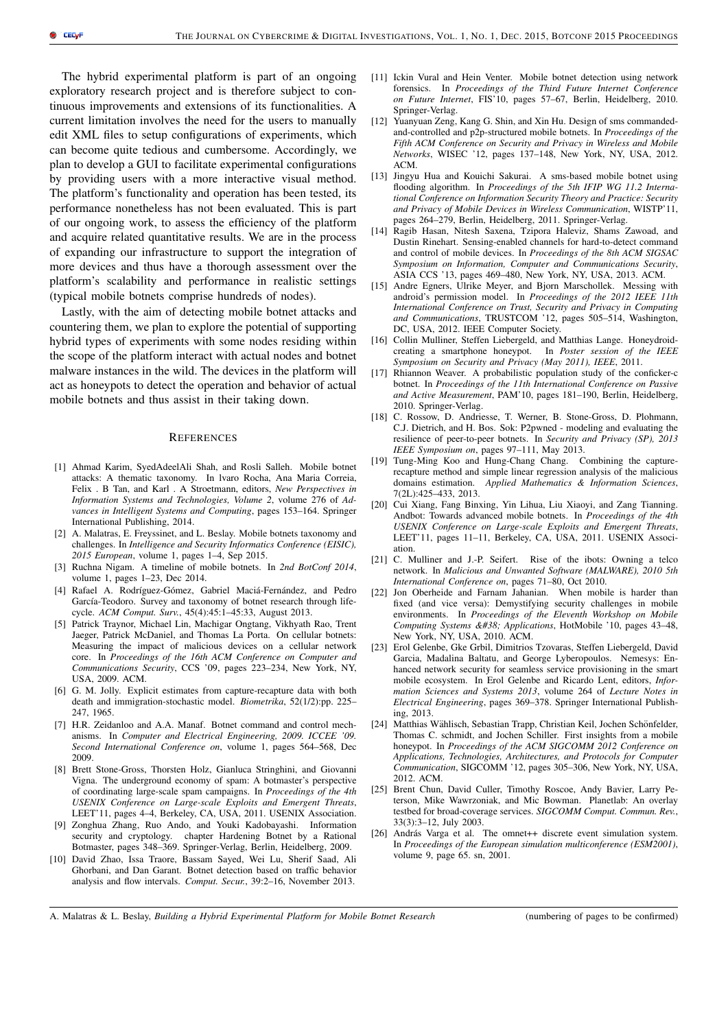The hybrid experimental platform is part of an ongoing exploratory research project and is therefore subject to continuous improvements and extensions of its functionalities. A current limitation involves the need for the users to manually edit XML files to setup configurations of experiments, which can become quite tedious and cumbersome. Accordingly, we plan to develop a GUI to facilitate experimental configurations by providing users with a more interactive visual method. The platform's functionality and operation has been tested, its performance nonetheless has not been evaluated. This is part of our ongoing work, to assess the efficiency of the platform and acquire related quantitative results. We are in the process of expanding our infrastructure to support the integration of more devices and thus have a thorough assessment over the platform's scalability and performance in realistic settings (typical mobile botnets comprise hundreds of nodes).

Lastly, with the aim of detecting mobile botnet attacks and countering them, we plan to explore the potential of supporting hybrid types of experiments with some nodes residing within the scope of the platform interact with actual nodes and botnet malware instances in the wild. The devices in the platform will act as honeypots to detect the operation and behavior of actual mobile botnets and thus assist in their taking down.

## REFERENCES

[1] Ahmad Karim, SyedAdeelAli Shah, and Rosli Salleh. Mobile botnet attacks: A thematic taxonomy. In lvaro Rocha, Ana Maria Correia, Felix . B Tan, and Karl . A Stroetmann, editors, *New Perspectives in Information Systems and Technologies, Volume 2*, volume 276 of *Advances in Intelligent Systems and Computing*, pages 153–164. Springer International Publishing, 2014.

[2] A. Malatras, E. Freyssinet, and L. Beslay. Mobile botnets taxonomy and challenges. In *Intelligence and Security Informatics Conference (EISIC), 2015 European*, volume 1, pages 1–4, Sep 2015.

[3] Ruchna Nigam. A timeline of mobile botnets. In *2nd BotConf 2014*, volume 1, pages 1–23, Dec 2014.

[4] Rafael A. Rodríguez-Gómez, Gabriel Maciá-Fernández, and Pedro García-Teodoro. Survey and taxonomy of botnet research through life-cycle. *ACM Comput. Surv.*, 45(4):45:1–45:33, August 2013.

[5] Patrick Traynor, Michael Lin, Machigar Ongtang, Vikhyath Rao, Trent Jaeger, Patrick McDaniel, and Thomas La Porta. On cellular botnets: Measuring the impact of malicious devices on a cellular network core. In *Proceedings of the 16th ACM Conference on Computer and Communications Security*, CCS '09, pages 223–234, New York, NY, USA, 2009. ACM.

[6] G. M. Jolly. Explicit estimates from capture-recapture data with both death and immigration-stochastic model. *Biometrika*, 52(1/2):pp. 225–247, 1965.

[7] H.R. Zeidanloo and A.A. Manaf. Botnet command and control mechanisms. In *Computer and Electrical Engineering, 2009. ICCEE '09. Second International Conference on*, volume 1, pages 564–568, Dec 2009.

[8] Brett Stone-Gross, Thorsten Holz, Gianluca Stringhini, and Giovanni Vigna. The underground economy of spam: A botmaster's perspective of coordinating large-scale spam campaigns. In *Proceedings of the 4th USENIX Conference on Large-scale Exploits and Emergent Threats*, LEET'11, pages 4–4, Berkeley, CA, USA, 2011. USENIX Association.

[9] Zonghua Zhang, Ruo Ando, and Youki Kadobayashi. Information security and cryptology. chapter Hardening Botnet by a Rational Botmaster, pages 348–369. Springer-Verlag, Berlin, Heidelberg, 2009.

[10] David Zhao, Issa Traore, Bassam Sayed, Wei Lu, Sherif Saad, Ali Ghorbani, and Dan Garant. Botnet detection based on traffic behavior analysis and flow intervals. *Comput. Secur.*, 39:2–16, November 2013.

[11] Ickin Vural and Hein Venter. Mobile botnet detection using network forensics. In *Proceedings of the Third Future Internet Conference on Future Internet*, FIS'10, pages 57–67, Berlin, Heidelberg, 2010. Springer-Verlag.

[12] Yuanyuan Zeng, Kang G. Shin, and Xin Hu. Design of sms commanded-and-controlled and p2p-structured mobile botnets. In *Proceedings of the Fifth ACM Conference on Security and Privacy in Wireless and Mobile Networks*, WISEC '12, pages 137–148, New York, NY, USA, 2012. ACM.

[13] Jingyu Hua and Kouichi Sakurai. A sms-based mobile botnet using flooding algorithm. In *Proceedings of the 5th IFIP WG 11.2 International Conference on Information Security Theory and Practice: Security and Privacy of Mobile Devices in Wireless Communication*, WISTP'11, pages 264–279, Berlin, Heidelberg, 2011. Springer-Verlag.

[14] Ragib Hasan, Nitesh Saxena, Tzipora Haleviz, Shams Zawoad, and Dustin Rinehart. Sensing-enabled channels for hard-to-detect command and control of mobile devices. In *Proceedings of the 8th ACM SIGSAC Symposium on Information, Computer and Communications Security*, ASIA CCS '13, pages 469–480, New York, NY, USA, 2013. ACM.

[15] Andre Egners, Ulrike Meyer, and Bjorn Marschollek. Messing with android's permission model. In *Proceedings of the 2012 IEEE 11th International Conference on Trust, Security and Privacy in Computing and Communications*, TRUSTCOM '12, pages 505–514, Washington, DC, USA, 2012. IEEE Computer Society.

[16] Collin Mulliner, Steffen Liebergeld, and Matthias Lange. Honeydroid-creating a smartphone honeypot. In *Poster session of the IEEE Symposium on Security and Privacy (May 2011), IEEE*, 2011.

[17] Rhiannon Weaver. A probabilistic population study of the conficker-c botnet. In *Proceedings of the 11th International Conference on Passive and Active Measurement*, PAM'10, pages 181–190, Berlin, Heidelberg, 2010. Springer-Verlag.

[18] C. Rossow, D. Andriesse, T. Werner, B. Stone-Gross, D. Plohmann, C.J. Dietrich, and H. Bos. Sok: P2pwned - modeling and evaluating the resilience of peer-to-peer botnets. In *Security and Privacy (SP), 2013 IEEE Symposium on*, pages 97–111, May 2013.

[19] Tung-Ming Koo and Hung-Chang Chang. Combining the capture-recapture method and simple linear regression analysis of the malicious domains estimation. *Applied Mathematics & Information Sciences*, 7(2L):425–433, 2013.

[20] Cui Xiang, Fang Binxing, Yin Lihua, Liu Xiaoyi, and Zang Tianning. Andbot: Towards advanced mobile botnets. In *Proceedings of the 4th USENIX Conference on Large-scale Exploits and Emergent Threats*, LEET'11, pages 11–11, Berkeley, CA, USA, 2011. USENIX Association.

[21] C. Mulliner and J.-P. Seifert. Rise of the ibots: Owning a telco network. In *Malicious and Unwanted Software (MALWARE), 2010 5th International Conference on*, pages 71–80, Oct 2010.

[22] Jon Oberheide and Farnam Jahanian. When mobile is harder than fixed (and vice versa): Demystifying security challenges in mobile environments. In *Proceedings of the Eleventh Workshop on Mobile Computing Systems &#38; Applications*, HotMobile '10, pages 43–48, New York, NY, USA, 2010. ACM.

[23] Erol Gelenbe, Gke Grbil, Dimitrios Tzovaras, Steffen Liebergeld, David Garcia, Madalina Baltatu, and George Lyberopoulos. Nemesys: Enhanced network security for seamless service provisioning in the smart mobile ecosystem. In Erol Gelenbe and Ricardo Lent, editors, *Information Sciences and Systems 2013*, volume 264 of *Lecture Notes in Electrical Engineering*, pages 369–378. Springer International Publishing, 2013.

[24] Matthias Wählisch, Sebastian Trapp, Christian Keil, Jochen Schönfelder, Thomas C. schmidt, and Jochen Schiller. First insights from a mobile honeypot. In *Proceedings of the ACM SIGCOMM 2012 Conference on Applications, Technologies, Architectures, and Protocols for Computer Communication*, SIGCOMM '12, pages 305–306, New York, NY, USA, 2012. ACM.

[25] Brent Chun, David Culler, Timothy Roscoe, Andy Bavier, Larry Peterson, Mike Wawrzoniak, and Mic Bowman. Planetlab: An overlay testbed for broad-coverage services. *SIGCOMM Comput. Commun. Rev.*, 33(3):3–12, July 2003.

[26] András Varga et al. The omnet++ discrete event simulation system. In *Proceedings of the European simulation multiconference (ESM2001)*, volume 9, page 65. sn, 2001.